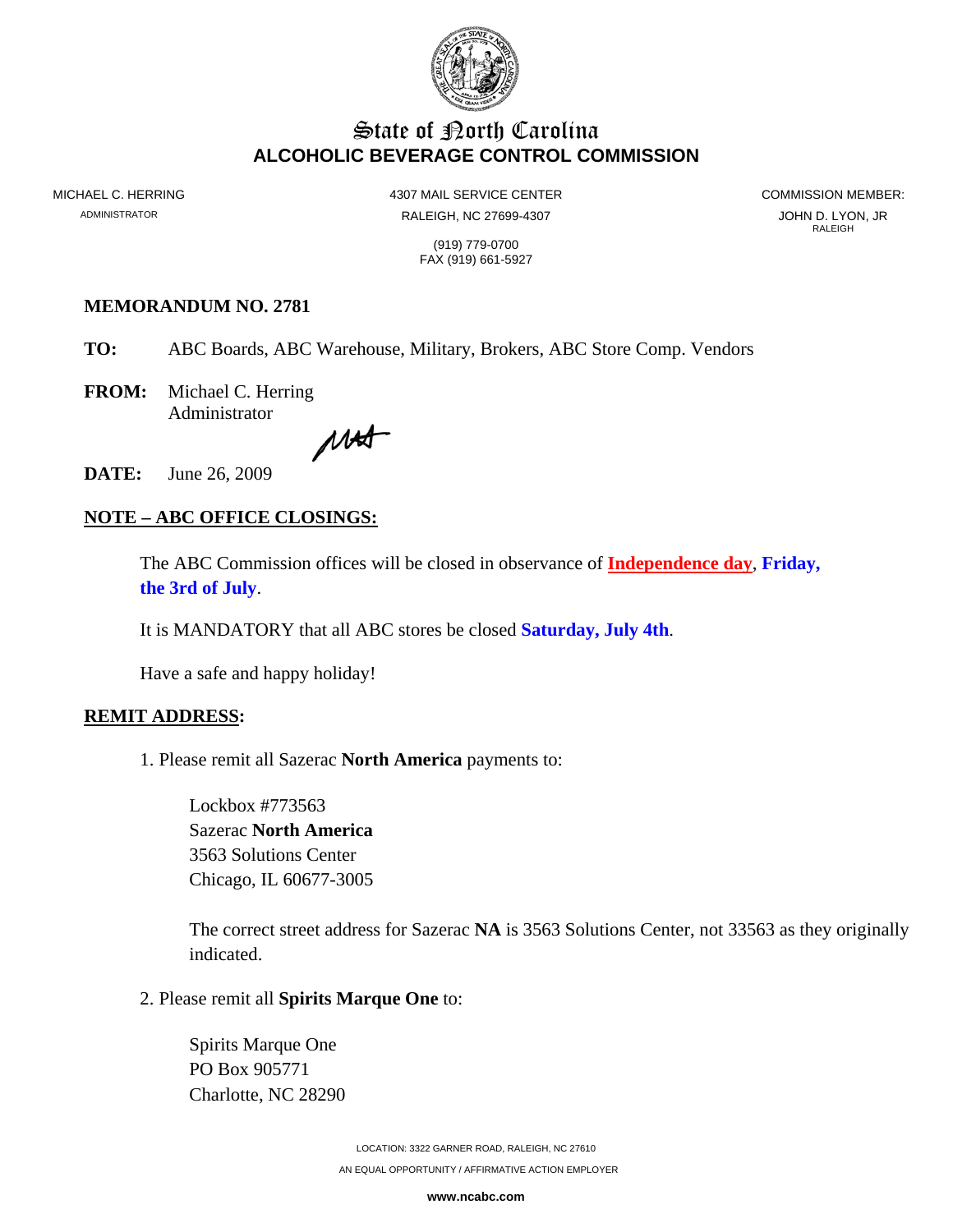# State of North Carolina
## ALCOHOLIC BEVERAGE CONTROL COMMISSION

MICHAEL C. HERRING
ADMINISTRATOR

4307 MAIL SERVICE CENTER
RALEIGH, NC 27699-4307

(919) 779-0700
FAX (919) 661-5927

COMMISSION MEMBER:
JOHN D. LYON, JR
RALEIGH

**MEMORANDUM NO. 2781**

**TO:** ABC Boards, ABC Warehouse, Military, Brokers, ABC Store Comp. Vendors

**FROM:** Michael C. Herring
Administrator

**DATE:** June 26, 2009

**NOTE – ABC OFFICE CLOSINGS:**

The ABC Commission offices will be closed in observance of **Independence day**, **Friday, the 3rd of July**.

It is MANDATORY that all ABC stores be closed **Saturday, July 4th**.

Have a safe and happy holiday!

**REMIT ADDRESS:**

1. Please remit all Sazerac **North America** payments to:

   Lockbox #773563
   Sazerac **North America**
   3563 Solutions Center
   Chicago, IL 60677-3005

   The correct street address for Sazerac **NA** is 3563 Solutions Center, not 33563 as they originally indicated.

2. Please remit all **Spirits Marque One** to:

   Spirits Marque One
   PO Box 905771
   Charlotte, NC 28290

LOCATION: 3322 GARNER ROAD, RALEIGH, NC 27610
AN EQUAL OPPORTUNITY / AFFIRMATIVE ACTION EMPLOYER
**www.ncabc.com**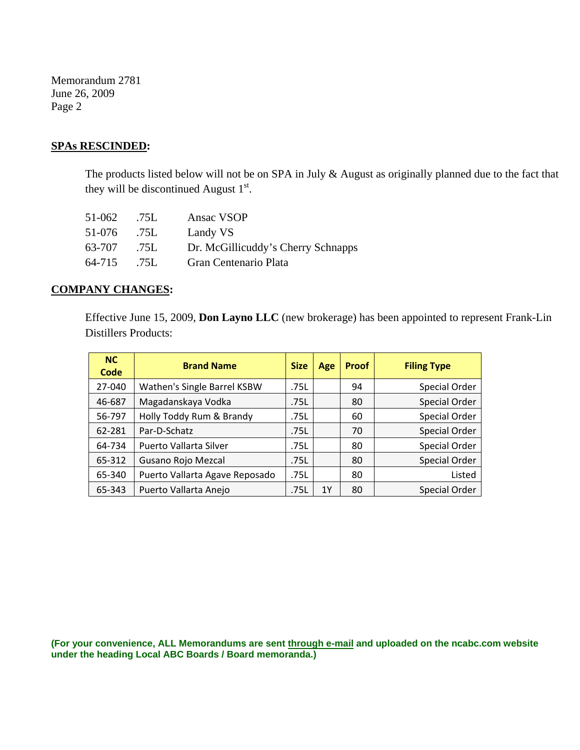Memorandum 2781
June 26, 2009
Page 2

**SPAs RESCINDED:**

The products listed below will not be on SPA in July & August as originally planned due to the fact that they will be discontinued August 1st.

| | | |
|---|---|---|
| 51-062 | .75L | Ansac VSOP |
| 51-076 | .75L | Landy VS |
| 63-707 | .75L | Dr. McGillicuddy's Cherry Schnapps |
| 64-715 | .75L | Gran Centenario Plata |

**COMPANY CHANGES:**

Effective June 15, 2009, **Don Layno LLC** (new brokerage) has been appointed to represent Frank-Lin Distillers Products:

| NC Code | Brand Name | Size | Age | Proof | Filing Type |
|---|---|---|---|---|---|
| 27-040 | Wathen's Single Barrel KSBW | .75L | | 94 | Special Order |
| 46-687 | Magadanskaya Vodka | .75L | | 80 | Special Order |
| 56-797 | Holly Toddy Rum & Brandy | .75L | | 60 | Special Order |
| 62-281 | Par-D-Schatz | .75L | | 70 | Special Order |
| 64-734 | Puerto Vallarta Silver | .75L | | 80 | Special Order |
| 65-312 | Gusano Rojo Mezcal | .75L | | 80 | Special Order |
| 65-340 | Puerto Vallarta Agave Reposado | .75L | | 80 | Listed |
| 65-343 | Puerto Vallarta Anejo | .75L | 1Y | 80 | Special Order |

**(For your convenience, ALL Memorandums are sent through e-mail and uploaded on the ncabc.com website under the heading Local ABC Boards / Board memoranda.)**